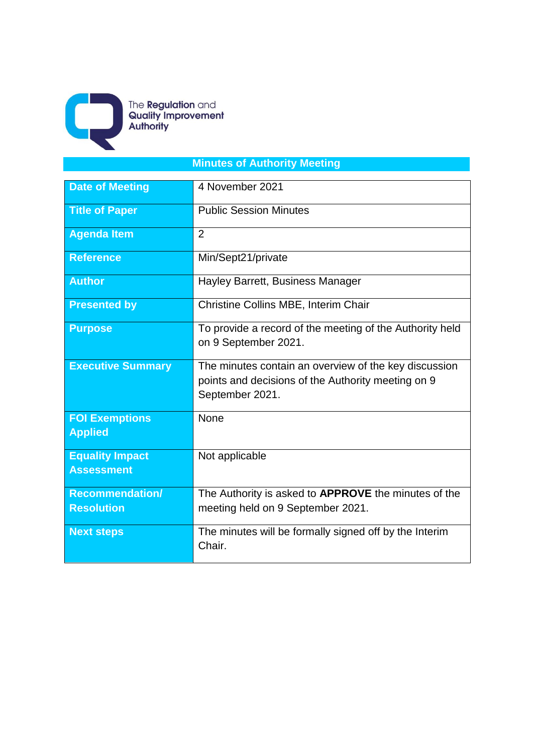The Regulation and Quality Improvement Authority

# Minutes of Authority Meeting

| | |
|---|---|
| **Date of Meeting** | 4 November 2021 |
| **Title of Paper** | Public Session Minutes |
| **Agenda Item** | 2 |
| **Reference** | Min/Sept21/private |
| **Author** | Hayley Barrett, Business Manager |
| **Presented by** | Christine Collins MBE, Interim Chair |
| **Purpose** | To provide a record of the meeting of the Authority held on 9 September 2021. |
| **Executive Summary** | The minutes contain an overview of the key discussion points and decisions of the Authority meeting on 9 September 2021. |
| **FOI Exemptions Applied** | None |
| **Equality Impact Assessment** | Not applicable |
| **Recommendation/ Resolution** | The Authority is asked to **APPROVE** the minutes of the meeting held on 9 September 2021. |
| **Next steps** | The minutes will be formally signed off by the Interim Chair. |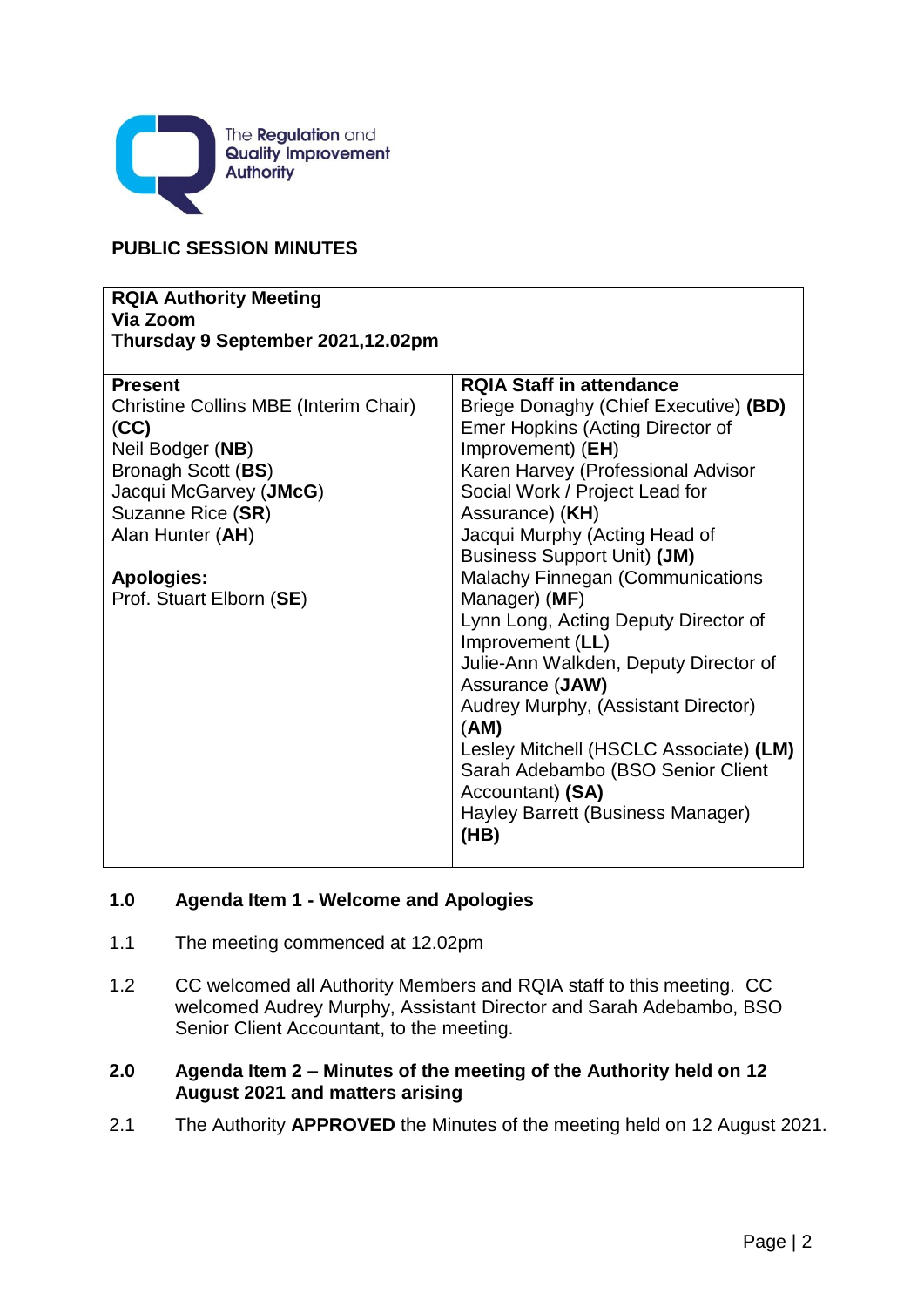**PUBLIC SESSION MINUTES**

| **RQIA Authority Meeting**<br>**Via Zoom**<br>**Thursday 9 September 2021,12.02pm** | |
|---|---|
| **Present**<br>Christine Collins MBE (Interim Chair) (**CC**)<br>Neil Bodger (**NB**)<br>Bronagh Scott (**BS**)<br>Jacqui McGarvey (**JMcG**)<br>Suzanne Rice (**SR**)<br>Alan Hunter (**AH**)<br><br>**Apologies:**<br>Prof. Stuart Elborn (**SE**) | **RQIA Staff in attendance**<br>Briege Donaghy (Chief Executive) **(BD)**<br>Emer Hopkins (Acting Director of Improvement) (**EH**)<br>Karen Harvey (Professional Advisor Social Work / Project Lead for Assurance) (**KH**)<br>Jacqui Murphy (Acting Head of Business Support Unit) **(JM)**<br>Malachy Finnegan (Communications Manager) (**MF**)<br>Lynn Long, Acting Deputy Director of Improvement (**LL**)<br>Julie-Ann Walkden, Deputy Director of Assurance (**JAW)**<br>Audrey Murphy, (Assistant Director) (**AM**)<br>Lesley Mitchell (HSCLC Associate) **(LM)**<br>Sarah Adebambo (BSO Senior Client Accountant) **(SA)**<br>Hayley Barrett (Business Manager) **(HB)** |

**1.0 Agenda Item 1 - Welcome and Apologies**

1.1 The meeting commenced at 12.02pm

1.2 CC welcomed all Authority Members and RQIA staff to this meeting. CC welcomed Audrey Murphy, Assistant Director and Sarah Adebambo, BSO Senior Client Accountant, to the meeting.

**2.0 Agenda Item 2 – Minutes of the meeting of the Authority held on 12 August 2021 and matters arising**

2.1 The Authority **APPROVED** the Minutes of the meeting held on 12 August 2021.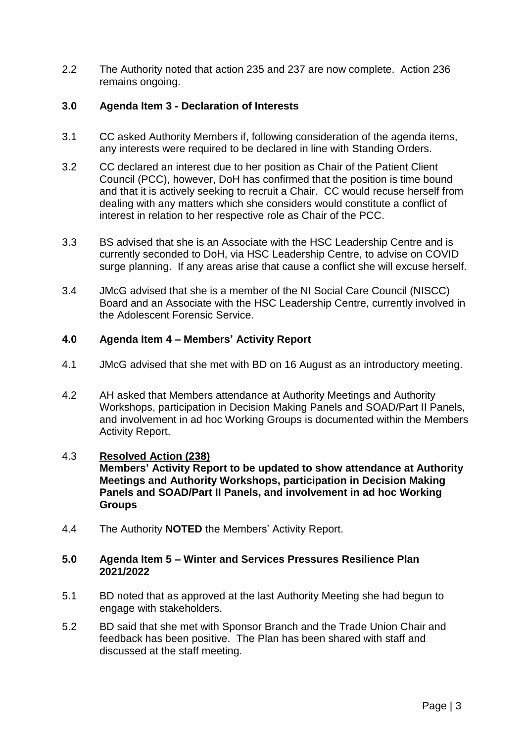2.2 The Authority noted that action 235 and 237 are now complete. Action 236 remains ongoing.

## 3.0 Agenda Item 3 - Declaration of Interests

3.1 CC asked Authority Members if, following consideration of the agenda items, any interests were required to be declared in line with Standing Orders.

3.2 CC declared an interest due to her position as Chair of the Patient Client Council (PCC), however, DoH has confirmed that the position is time bound and that it is actively seeking to recruit a Chair. CC would recuse herself from dealing with any matters which she considers would constitute a conflict of interest in relation to her respective role as Chair of the PCC.

3.3 BS advised that she is an Associate with the HSC Leadership Centre and is currently seconded to DoH, via HSC Leadership Centre, to advise on COVID surge planning. If any areas arise that cause a conflict she will excuse herself.

3.4 JMcG advised that she is a member of the NI Social Care Council (NISCC) Board and an Associate with the HSC Leadership Centre, currently involved in the Adolescent Forensic Service.

## 4.0 Agenda Item 4 – Members' Activity Report

4.1 JMcG advised that she met with BD on 16 August as an introductory meeting.

4.2 AH asked that Members attendance at Authority Meetings and Authority Workshops, participation in Decision Making Panels and SOAD/Part II Panels, and involvement in ad hoc Working Groups is documented within the Members Activity Report.

4.3 **Resolved Action (238)**
**Members' Activity Report to be updated to show attendance at Authority Meetings and Authority Workshops, participation in Decision Making Panels and SOAD/Part II Panels, and involvement in ad hoc Working Groups**

4.4 The Authority **NOTED** the Members' Activity Report.

## 5.0 Agenda Item 5 – Winter and Services Pressures Resilience Plan 2021/2022

5.1 BD noted that as approved at the last Authority Meeting she had begun to engage with stakeholders.

5.2 BD said that she met with Sponsor Branch and the Trade Union Chair and feedback has been positive. The Plan has been shared with staff and discussed at the staff meeting.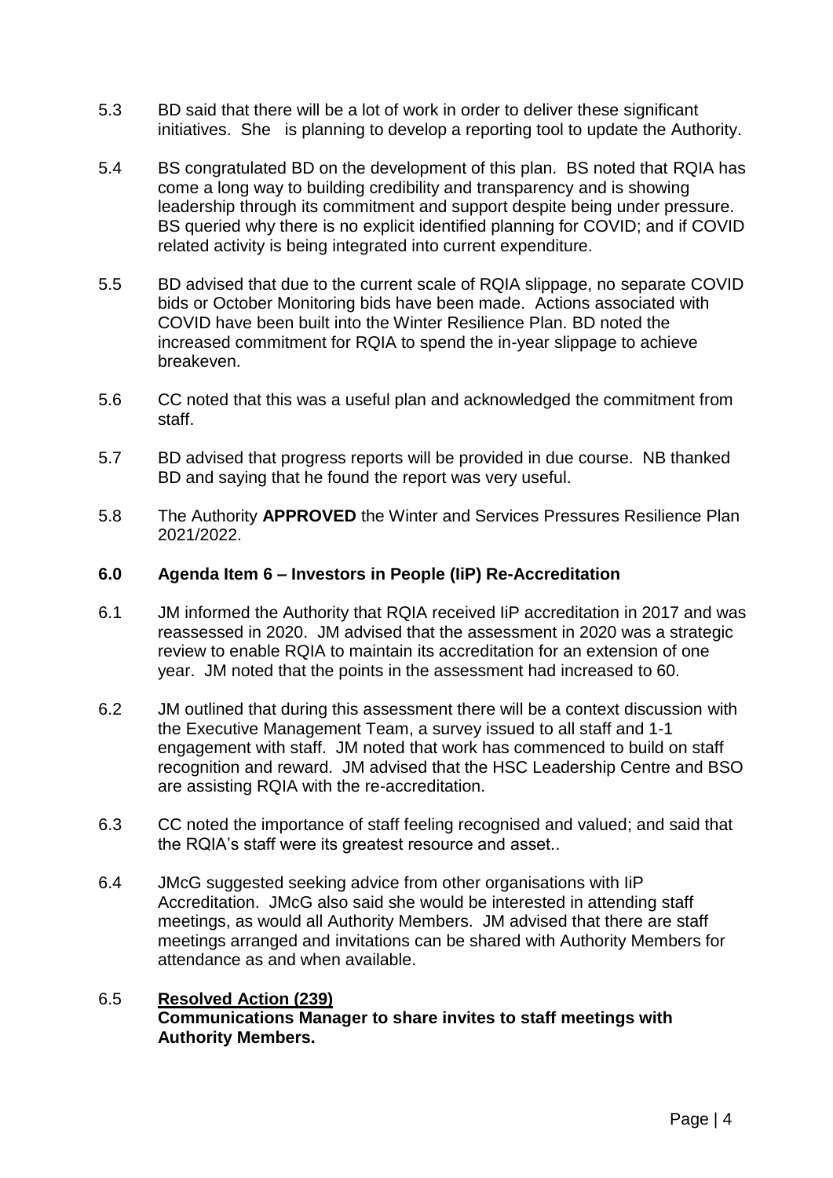5.3 BD said that there will be a lot of work in order to deliver these significant initiatives. She is planning to develop a reporting tool to update the Authority.

5.4 BS congratulated BD on the development of this plan. BS noted that RQIA has come a long way to building credibility and transparency and is showing leadership through its commitment and support despite being under pressure. BS queried why there is no explicit identified planning for COVID; and if COVID related activity is being integrated into current expenditure.

5.5 BD advised that due to the current scale of RQIA slippage, no separate COVID bids or October Monitoring bids have been made. Actions associated with COVID have been built into the Winter Resilience Plan. BD noted the increased commitment for RQIA to spend the in-year slippage to achieve breakeven.

5.6 CC noted that this was a useful plan and acknowledged the commitment from staff.

5.7 BD advised that progress reports will be provided in due course. NB thanked BD and saying that he found the report was very useful.

5.8 The Authority **APPROVED** the Winter and Services Pressures Resilience Plan 2021/2022.

### 6.0 Agenda Item 6 – Investors in People (IiP) Re-Accreditation

6.1 JM informed the Authority that RQIA received IiP accreditation in 2017 and was reassessed in 2020. JM advised that the assessment in 2020 was a strategic review to enable RQIA to maintain its accreditation for an extension of one year. JM noted that the points in the assessment had increased to 60.

6.2 JM outlined that during this assessment there will be a context discussion with the Executive Management Team, a survey issued to all staff and 1-1 engagement with staff. JM noted that work has commenced to build on staff recognition and reward. JM advised that the HSC Leadership Centre and BSO are assisting RQIA with the re-accreditation.

6.3 CC noted the importance of staff feeling recognised and valued; and said that the RQIA's staff were its greatest resource and asset..

6.4 JMcG suggested seeking advice from other organisations with IiP Accreditation. JMcG also said she would be interested in attending staff meetings, as would all Authority Members. JM advised that there are staff meetings arranged and invitations can be shared with Authority Members for attendance as and when available.

6.5 **Resolved Action (239)**
**Communications Manager to share invites to staff meetings with Authority Members.**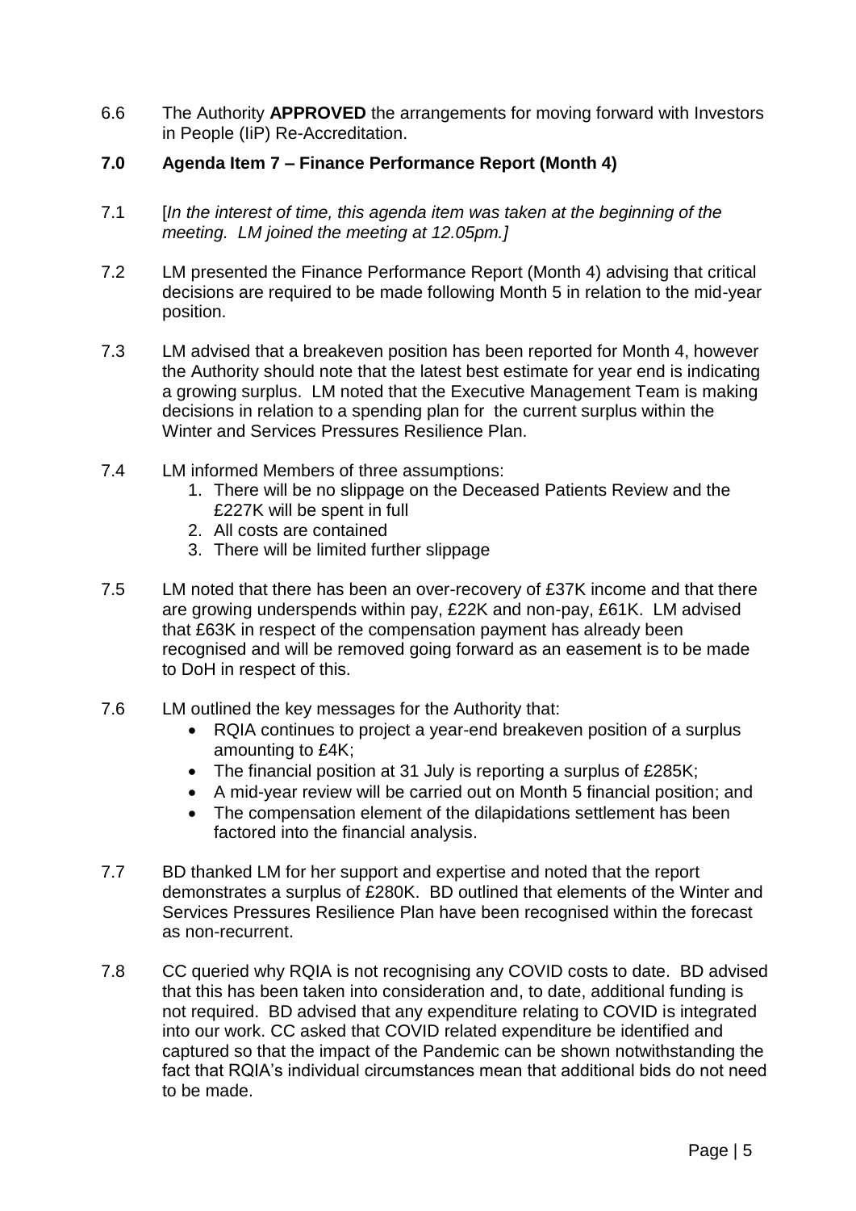6.6 The Authority **APPROVED** the arrangements for moving forward with Investors in People (IiP) Re-Accreditation.

## 7.0 Agenda Item 7 – Finance Performance Report (Month 4)

7.1 [*In the interest of time, this agenda item was taken at the beginning of the meeting. LM joined the meeting at 12.05pm.]*

7.2 LM presented the Finance Performance Report (Month 4) advising that critical decisions are required to be made following Month 5 in relation to the mid-year position.

7.3 LM advised that a breakeven position has been reported for Month 4, however the Authority should note that the latest best estimate for year end is indicating a growing surplus. LM noted that the Executive Management Team is making decisions in relation to a spending plan for the current surplus within the Winter and Services Pressures Resilience Plan.

7.4 LM informed Members of three assumptions:

1. There will be no slippage on the Deceased Patients Review and the £227K will be spent in full
2. All costs are contained
3. There will be limited further slippage

7.5 LM noted that there has been an over-recovery of £37K income and that there are growing underspends within pay, £22K and non-pay, £61K. LM advised that £63K in respect of the compensation payment has already been recognised and will be removed going forward as an easement is to be made to DoH in respect of this.

7.6 LM outlined the key messages for the Authority that:

- RQIA continues to project a year-end breakeven position of a surplus amounting to £4K;
- The financial position at 31 July is reporting a surplus of £285K;
- A mid-year review will be carried out on Month 5 financial position; and
- The compensation element of the dilapidations settlement has been factored into the financial analysis.

7.7 BD thanked LM for her support and expertise and noted that the report demonstrates a surplus of £280K. BD outlined that elements of the Winter and Services Pressures Resilience Plan have been recognised within the forecast as non-recurrent.

7.8 CC queried why RQIA is not recognising any COVID costs to date. BD advised that this has been taken into consideration and, to date, additional funding is not required. BD advised that any expenditure relating to COVID is integrated into our work. CC asked that COVID related expenditure be identified and captured so that the impact of the Pandemic can be shown notwithstanding the fact that RQIA's individual circumstances mean that additional bids do not need to be made.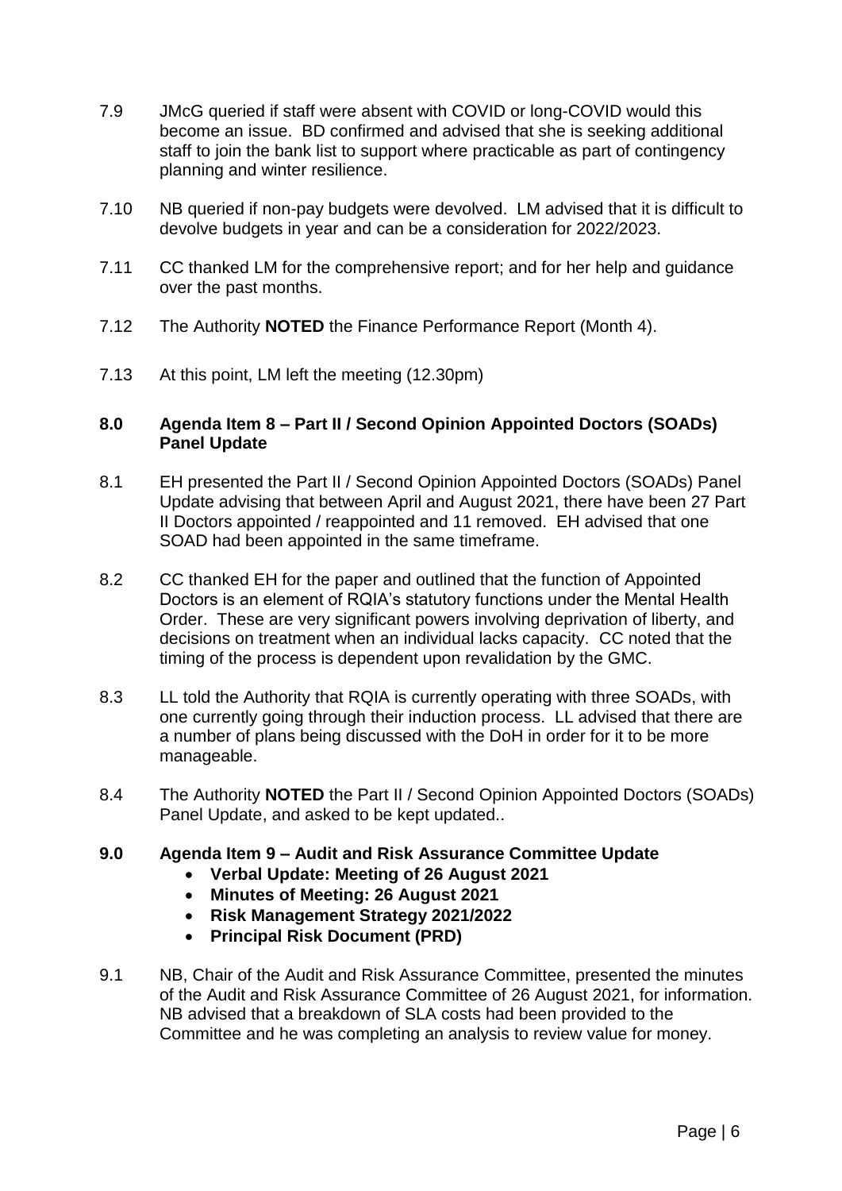7.9 JMcG queried if staff were absent with COVID or long-COVID would this become an issue. BD confirmed and advised that she is seeking additional staff to join the bank list to support where practicable as part of contingency planning and winter resilience.

7.10 NB queried if non-pay budgets were devolved. LM advised that it is difficult to devolve budgets in year and can be a consideration for 2022/2023.

7.11 CC thanked LM for the comprehensive report; and for her help and guidance over the past months.

7.12 The Authority **NOTED** the Finance Performance Report (Month 4).

7.13 At this point, LM left the meeting (12.30pm)

**8.0 Agenda Item 8 – Part II / Second Opinion Appointed Doctors (SOADs) Panel Update**

8.1 EH presented the Part II / Second Opinion Appointed Doctors (SOADs) Panel Update advising that between April and August 2021, there have been 27 Part II Doctors appointed / reappointed and 11 removed. EH advised that one SOAD had been appointed in the same timeframe.

8.2 CC thanked EH for the paper and outlined that the function of Appointed Doctors is an element of RQIA's statutory functions under the Mental Health Order. These are very significant powers involving deprivation of liberty, and decisions on treatment when an individual lacks capacity. CC noted that the timing of the process is dependent upon revalidation by the GMC.

8.3 LL told the Authority that RQIA is currently operating with three SOADs, with one currently going through their induction process. LL advised that there are a number of plans being discussed with the DoH in order for it to be more manageable.

8.4 The Authority **NOTED** the Part II / Second Opinion Appointed Doctors (SOADs) Panel Update, and asked to be kept updated..

**9.0 Agenda Item 9 – Audit and Risk Assurance Committee Update**

- **Verbal Update: Meeting of 26 August 2021**
- **Minutes of Meeting: 26 August 2021**
- **Risk Management Strategy 2021/2022**
- **Principal Risk Document (PRD)**

9.1 NB, Chair of the Audit and Risk Assurance Committee, presented the minutes of the Audit and Risk Assurance Committee of 26 August 2021, for information. NB advised that a breakdown of SLA costs had been provided to the Committee and he was completing an analysis to review value for money.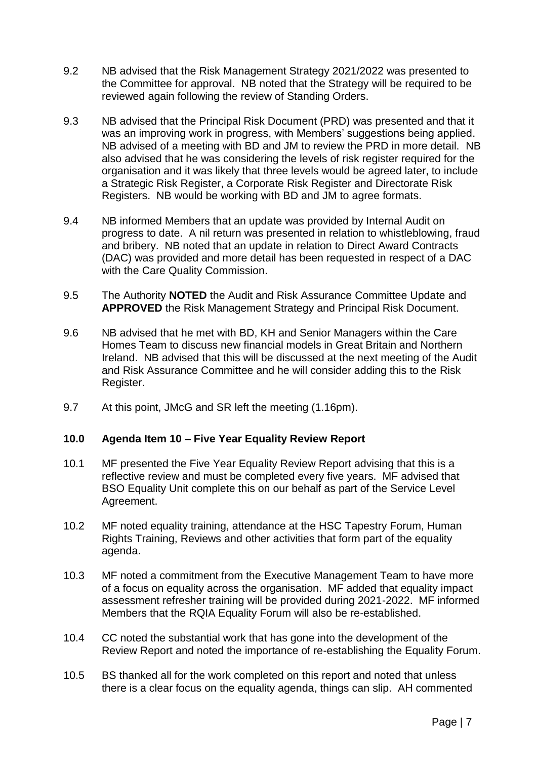9.2 NB advised that the Risk Management Strategy 2021/2022 was presented to the Committee for approval. NB noted that the Strategy will be required to be reviewed again following the review of Standing Orders.

9.3 NB advised that the Principal Risk Document (PRD) was presented and that it was an improving work in progress, with Members' suggestions being applied. NB advised of a meeting with BD and JM to review the PRD in more detail. NB also advised that he was considering the levels of risk register required for the organisation and it was likely that three levels would be agreed later, to include a Strategic Risk Register, a Corporate Risk Register and Directorate Risk Registers. NB would be working with BD and JM to agree formats.

9.4 NB informed Members that an update was provided by Internal Audit on progress to date. A nil return was presented in relation to whistleblowing, fraud and bribery. NB noted that an update in relation to Direct Award Contracts (DAC) was provided and more detail has been requested in respect of a DAC with the Care Quality Commission.

9.5 The Authority **NOTED** the Audit and Risk Assurance Committee Update and **APPROVED** the Risk Management Strategy and Principal Risk Document.

9.6 NB advised that he met with BD, KH and Senior Managers within the Care Homes Team to discuss new financial models in Great Britain and Northern Ireland. NB advised that this will be discussed at the next meeting of the Audit and Risk Assurance Committee and he will consider adding this to the Risk Register.

9.7 At this point, JMcG and SR left the meeting (1.16pm).

## 10.0 Agenda Item 10 – Five Year Equality Review Report

10.1 MF presented the Five Year Equality Review Report advising that this is a reflective review and must be completed every five years. MF advised that BSO Equality Unit complete this on our behalf as part of the Service Level Agreement.

10.2 MF noted equality training, attendance at the HSC Tapestry Forum, Human Rights Training, Reviews and other activities that form part of the equality agenda.

10.3 MF noted a commitment from the Executive Management Team to have more of a focus on equality across the organisation. MF added that equality impact assessment refresher training will be provided during 2021-2022. MF informed Members that the RQIA Equality Forum will also be re-established.

10.4 CC noted the substantial work that has gone into the development of the Review Report and noted the importance of re-establishing the Equality Forum.

10.5 BS thanked all for the work completed on this report and noted that unless there is a clear focus on the equality agenda, things can slip. AH commented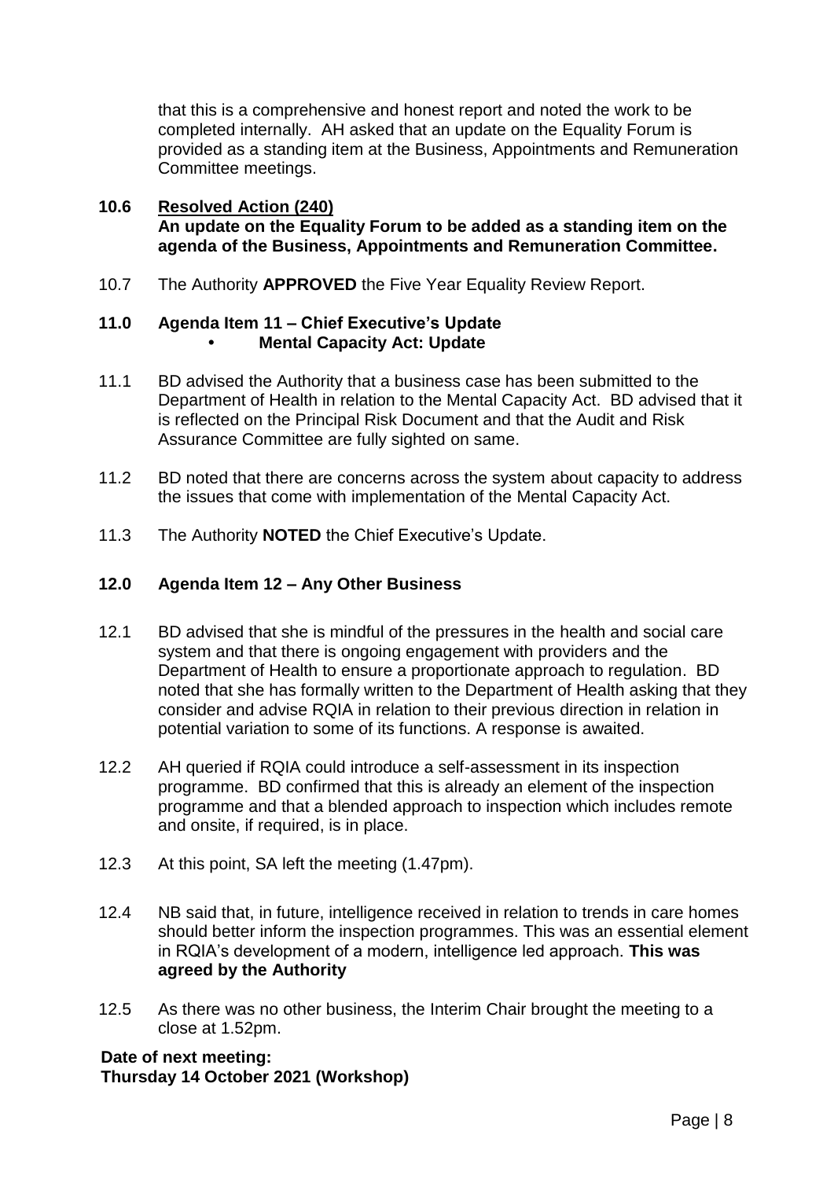that this is a comprehensive and honest report and noted the work to be completed internally. AH asked that an update on the Equality Forum is provided as a standing item at the Business, Appointments and Remuneration Committee meetings.

**10.6 Resolved Action (240)**
**An update on the Equality Forum to be added as a standing item on the agenda of the Business, Appointments and Remuneration Committee.**

10.7 The Authority **APPROVED** the Five Year Equality Review Report.

**11.0 Agenda Item 11 – Chief Executive's Update**
- **Mental Capacity Act: Update**

11.1 BD advised the Authority that a business case has been submitted to the Department of Health in relation to the Mental Capacity Act. BD advised that it is reflected on the Principal Risk Document and that the Audit and Risk Assurance Committee are fully sighted on same.

11.2 BD noted that there are concerns across the system about capacity to address the issues that come with implementation of the Mental Capacity Act.

11.3 The Authority **NOTED** the Chief Executive's Update.

**12.0 Agenda Item 12 – Any Other Business**

12.1 BD advised that she is mindful of the pressures in the health and social care system and that there is ongoing engagement with providers and the Department of Health to ensure a proportionate approach to regulation. BD noted that she has formally written to the Department of Health asking that they consider and advise RQIA in relation to their previous direction in relation in potential variation to some of its functions. A response is awaited.

12.2 AH queried if RQIA could introduce a self-assessment in its inspection programme. BD confirmed that this is already an element of the inspection programme and that a blended approach to inspection which includes remote and onsite, if required, is in place.

12.3 At this point, SA left the meeting (1.47pm).

12.4 NB said that, in future, intelligence received in relation to trends in care homes should better inform the inspection programmes. This was an essential element in RQIA's development of a modern, intelligence led approach. **This was agreed by the Authority**

12.5 As there was no other business, the Interim Chair brought the meeting to a close at 1.52pm.

**Date of next meeting:**
**Thursday 14 October 2021 (Workshop)**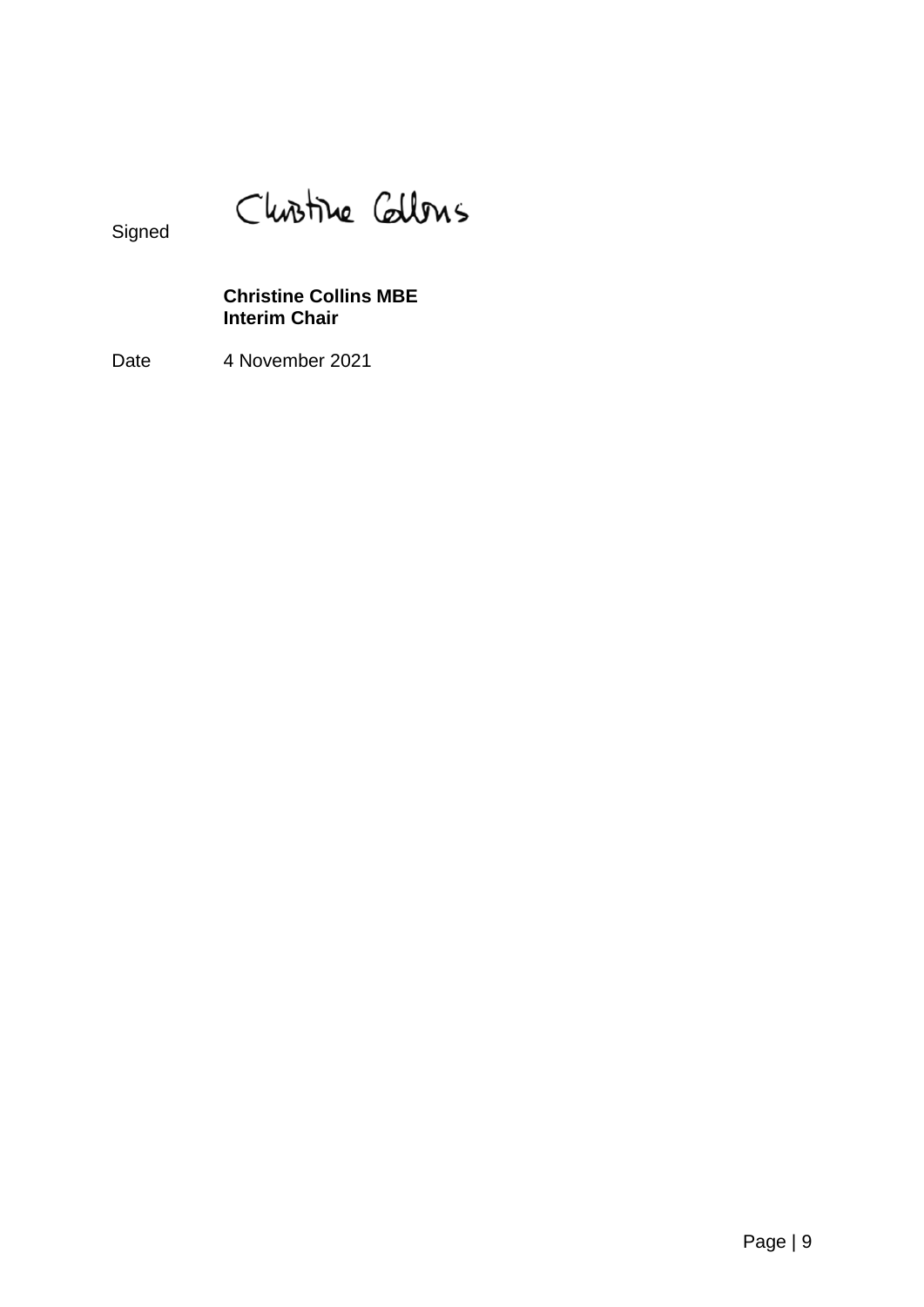Signed

**Christine Collins MBE**
**Interim Chair**

Date 4 November 2021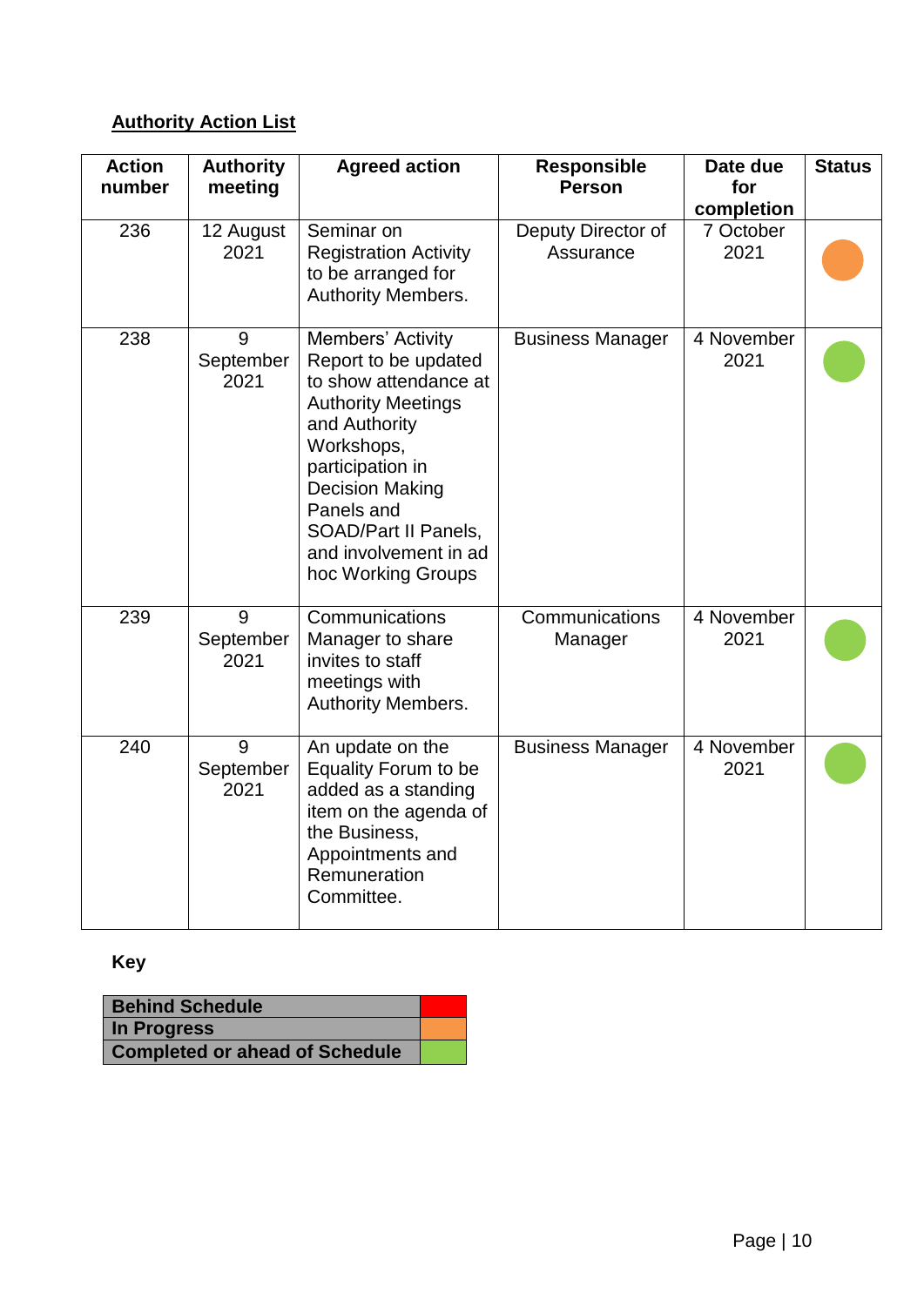**Authority Action List**

| Action number | Authority meeting | Agreed action | Responsible Person | Date due for completion | Status |
|---|---|---|---|---|---|
| 236 | 12 August 2021 | Seminar on Registration Activity to be arranged for Authority Members. | Deputy Director of Assurance | 7 October 2021 | In Progress |
| 238 | 9 September 2021 | Members' Activity Report to be updated to show attendance at Authority Meetings and Authority Workshops, participation in Decision Making Panels and SOAD/Part II Panels, and involvement in ad hoc Working Groups | Business Manager | 4 November 2021 | Completed or ahead of Schedule |
| 239 | 9 September 2021 | Communications Manager to share invites to staff meetings with Authority Members. | Communications Manager | 4 November 2021 | Completed or ahead of Schedule |
| 240 | 9 September 2021 | An update on the Equality Forum to be added as a standing item on the agenda of the Business, Appointments and Remuneration Committee. | Business Manager | 4 November 2021 | Completed or ahead of Schedule |

**Key**

| | |
|---|---|
| **Behind Schedule** | Red |
| **In Progress** | Orange |
| **Completed or ahead of Schedule** | Green |